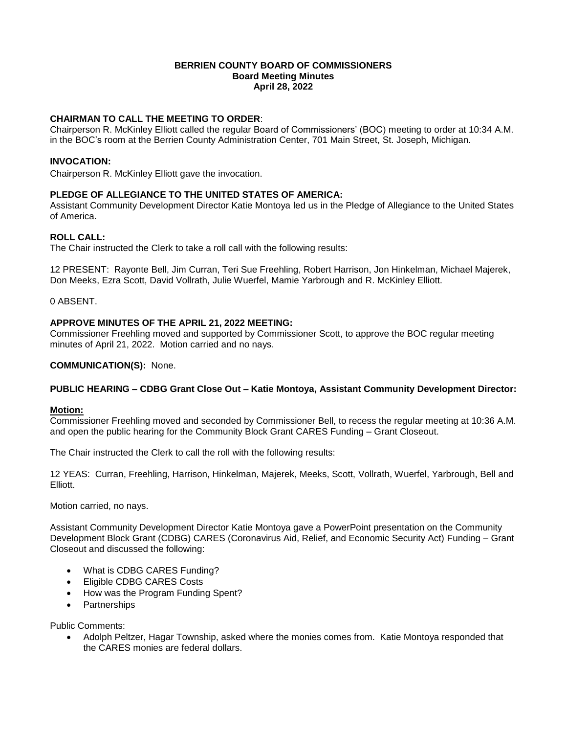**BERRIEN COUNTY BOARD OF COMMISSIONERS**
**Board Meeting Minutes**
**April 28, 2022**

**CHAIRMAN TO CALL THE MEETING TO ORDER**:
Chairperson R. McKinley Elliott called the regular Board of Commissioners' (BOC) meeting to order at 10:34 A.M. in the BOC's room at the Berrien County Administration Center, 701 Main Street, St. Joseph, Michigan.

**INVOCATION:**
Chairperson R. McKinley Elliott gave the invocation.

**PLEDGE OF ALLEGIANCE TO THE UNITED STATES OF AMERICA:**
Assistant Community Development Director Katie Montoya led us in the Pledge of Allegiance to the United States of America.

**ROLL CALL:**
The Chair instructed the Clerk to take a roll call with the following results:

12 PRESENT: Rayonte Bell, Jim Curran, Teri Sue Freehling, Robert Harrison, Jon Hinkelman, Michael Majerek, Don Meeks, Ezra Scott, David Vollrath, Julie Wuerfel, Mamie Yarbrough and R. McKinley Elliott.

0 ABSENT.

**APPROVE MINUTES OF THE APRIL 21, 2022 MEETING:**
Commissioner Freehling moved and supported by Commissioner Scott, to approve the BOC regular meeting minutes of April 21, 2022. Motion carried and no nays.

**COMMUNICATION(S):** None.

**PUBLIC HEARING – CDBG Grant Close Out – Katie Montoya, Assistant Community Development Director:**

**Motion:**
Commissioner Freehling moved and seconded by Commissioner Bell, to recess the regular meeting at 10:36 A.M. and open the public hearing for the Community Block Grant CARES Funding – Grant Closeout.

The Chair instructed the Clerk to call the roll with the following results:

12 YEAS: Curran, Freehling, Harrison, Hinkelman, Majerek, Meeks, Scott, Vollrath, Wuerfel, Yarbrough, Bell and Elliott.

Motion carried, no nays.

Assistant Community Development Director Katie Montoya gave a PowerPoint presentation on the Community Development Block Grant (CDBG) CARES (Coronavirus Aid, Relief, and Economic Security Act) Funding – Grant Closeout and discussed the following:

- What is CDBG CARES Funding?
- Eligible CDBG CARES Costs
- How was the Program Funding Spent?
- Partnerships

Public Comments:

- Adolph Peltzer, Hagar Township, asked where the monies comes from. Katie Montoya responded that the CARES monies are federal dollars.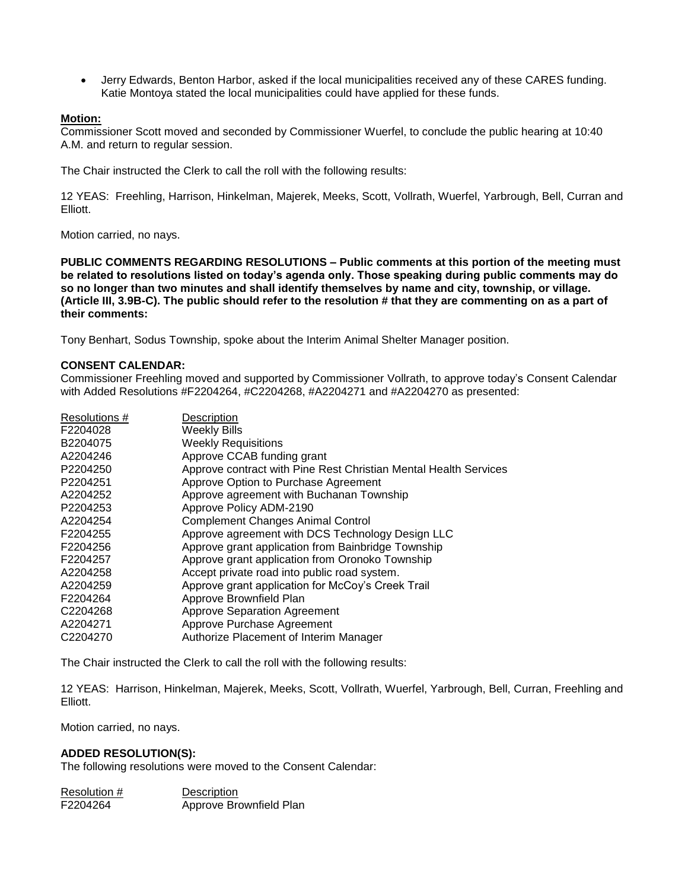- Jerry Edwards, Benton Harbor, asked if the local municipalities received any of these CARES funding. Katie Montoya stated the local municipalities could have applied for these funds.

**Motion:**

Commissioner Scott moved and seconded by Commissioner Wuerfel, to conclude the public hearing at 10:40 A.M. and return to regular session.

The Chair instructed the Clerk to call the roll with the following results:

12 YEAS: Freehling, Harrison, Hinkelman, Majerek, Meeks, Scott, Vollrath, Wuerfel, Yarbrough, Bell, Curran and Elliott.

Motion carried, no nays.

**PUBLIC COMMENTS REGARDING RESOLUTIONS – Public comments at this portion of the meeting must be related to resolutions listed on today's agenda only. Those speaking during public comments may do so no longer than two minutes and shall identify themselves by name and city, township, or village. (Article III, 3.9B-C). The public should refer to the resolution # that they are commenting on as a part of their comments:**

Tony Benhart, Sodus Township, spoke about the Interim Animal Shelter Manager position.

**CONSENT CALENDAR:**

Commissioner Freehling moved and supported by Commissioner Vollrath, to approve today's Consent Calendar with Added Resolutions #F2204264, #C2204268, #A2204271 and #A2204270 as presented:

| Resolutions # | Description |
|---|---|
| F2204028 | Weekly Bills |
| B2204075 | Weekly Requisitions |
| A2204246 | Approve CCAB funding grant |
| P2204250 | Approve contract with Pine Rest Christian Mental Health Services |
| P2204251 | Approve Option to Purchase Agreement |
| A2204252 | Approve agreement with Buchanan Township |
| P2204253 | Approve Policy ADM-2190 |
| A2204254 | Complement Changes Animal Control |
| F2204255 | Approve agreement with DCS Technology Design LLC |
| F2204256 | Approve grant application from Bainbridge Township |
| F2204257 | Approve grant application from Oronoko Township |
| A2204258 | Accept private road into public road system. |
| A2204259 | Approve grant application for McCoy's Creek Trail |
| F2204264 | Approve Brownfield Plan |
| C2204268 | Approve Separation Agreement |
| A2204271 | Approve Purchase Agreement |
| C2204270 | Authorize Placement of Interim Manager |

The Chair instructed the Clerk to call the roll with the following results:

12 YEAS: Harrison, Hinkelman, Majerek, Meeks, Scott, Vollrath, Wuerfel, Yarbrough, Bell, Curran, Freehling and Elliott.

Motion carried, no nays.

**ADDED RESOLUTION(S):**

The following resolutions were moved to the Consent Calendar:

| Resolution # | Description |
|---|---|
| F2204264 | Approve Brownfield Plan |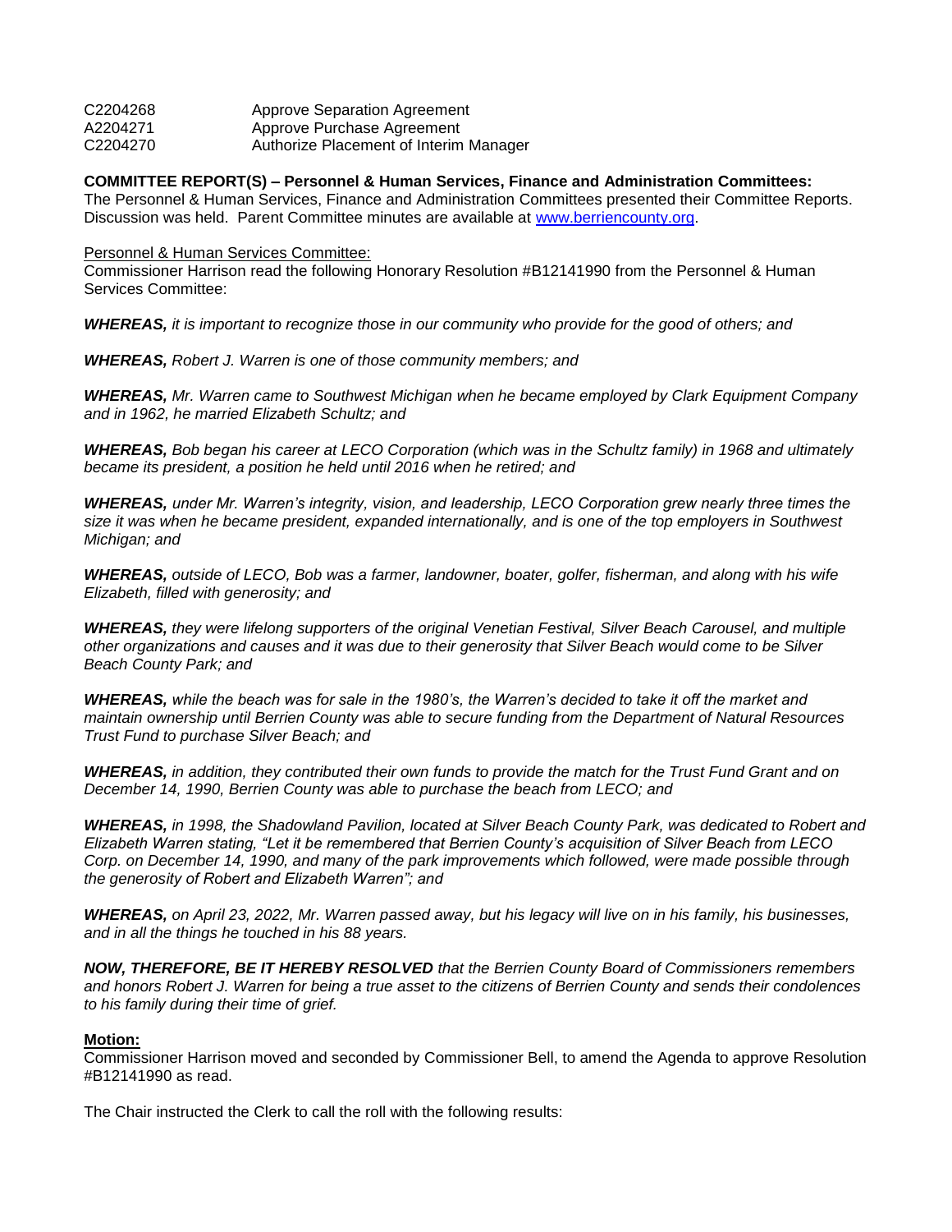| | |
|---|---|
| C2204268 | Approve Separation Agreement |
| A2204271 | Approve Purchase Agreement |
| C2204270 | Authorize Placement of Interim Manager |

**COMMITTEE REPORT(S) – Personnel & Human Services, Finance and Administration Committees:**
The Personnel & Human Services, Finance and Administration Committees presented their Committee Reports. Discussion was held. Parent Committee minutes are available at [www.berriencounty.org](www.berriencounty.org).

Personnel & Human Services Committee:
Commissioner Harrison read the following Honorary Resolution #B12141990 from the Personnel & Human Services Committee:

***WHEREAS,*** *it is important to recognize those in our community who provide for the good of others; and*

***WHEREAS,*** *Robert J. Warren is one of those community members; and*

***WHEREAS,*** *Mr. Warren came to Southwest Michigan when he became employed by Clark Equipment Company and in 1962, he married Elizabeth Schultz; and*

***WHEREAS,*** *Bob began his career at LECO Corporation (which was in the Schultz family) in 1968 and ultimately became its president, a position he held until 2016 when he retired; and*

***WHEREAS,*** *under Mr. Warren's integrity, vision, and leadership, LECO Corporation grew nearly three times the size it was when he became president, expanded internationally, and is one of the top employers in Southwest Michigan; and*

***WHEREAS,*** *outside of LECO, Bob was a farmer, landowner, boater, golfer, fisherman, and along with his wife Elizabeth, filled with generosity; and*

***WHEREAS,*** *they were lifelong supporters of the original Venetian Festival, Silver Beach Carousel, and multiple other organizations and causes and it was due to their generosity that Silver Beach would come to be Silver Beach County Park; and*

***WHEREAS,*** *while the beach was for sale in the 1980's, the Warren's decided to take it off the market and maintain ownership until Berrien County was able to secure funding from the Department of Natural Resources Trust Fund to purchase Silver Beach; and*

***WHEREAS,*** *in addition, they contributed their own funds to provide the match for the Trust Fund Grant and on December 14, 1990, Berrien County was able to purchase the beach from LECO; and*

***WHEREAS,*** *in 1998, the Shadowland Pavilion, located at Silver Beach County Park, was dedicated to Robert and Elizabeth Warren stating, "Let it be remembered that Berrien County's acquisition of Silver Beach from LECO Corp. on December 14, 1990, and many of the park improvements which followed, were made possible through the generosity of Robert and Elizabeth Warren"; and*

***WHEREAS,*** *on April 23, 2022, Mr. Warren passed away, but his legacy will live on in his family, his businesses, and in all the things he touched in his 88 years.*

***NOW, THEREFORE, BE IT HEREBY RESOLVED*** *that the Berrien County Board of Commissioners remembers and honors Robert J. Warren for being a true asset to the citizens of Berrien County and sends their condolences to his family during their time of grief.*

**Motion:**
Commissioner Harrison moved and seconded by Commissioner Bell, to amend the Agenda to approve Resolution #B12141990 as read.

The Chair instructed the Clerk to call the roll with the following results: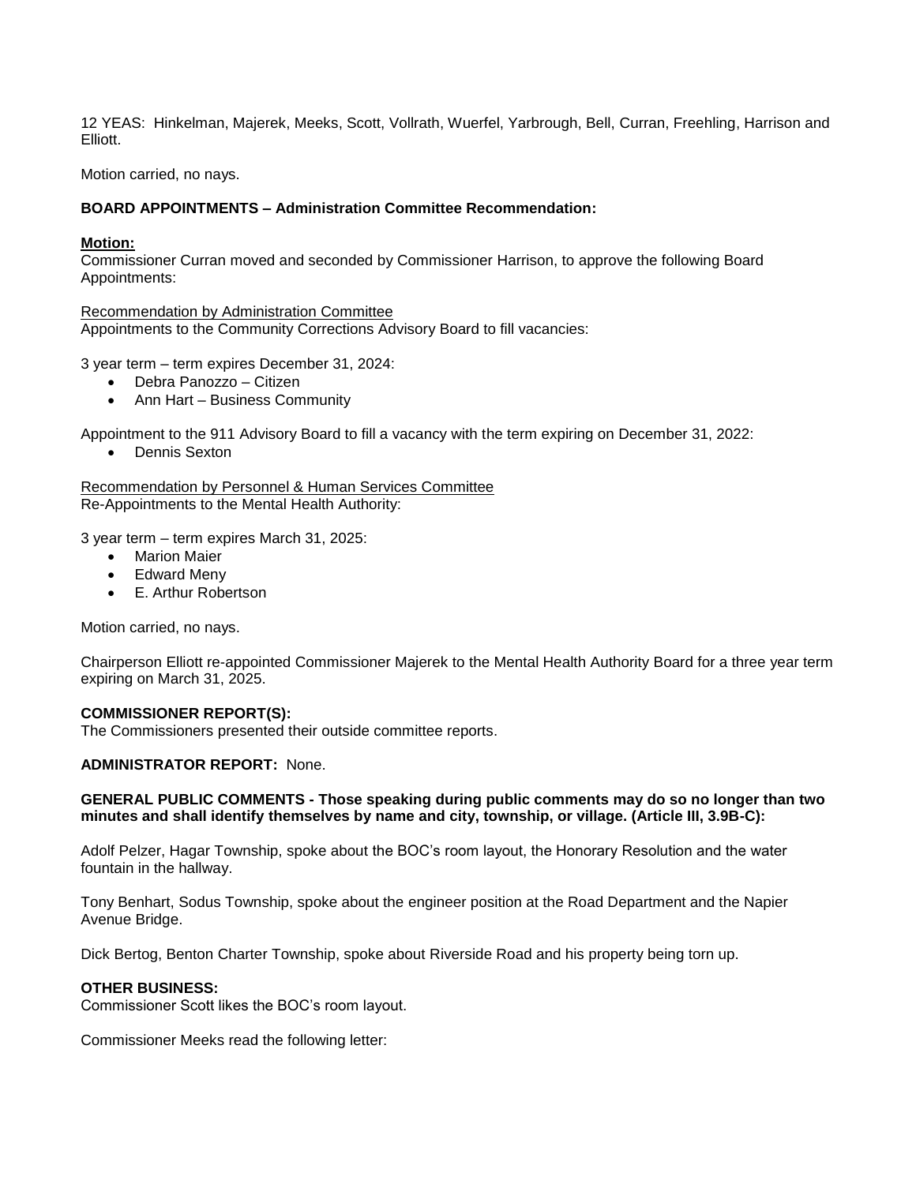12 YEAS: Hinkelman, Majerek, Meeks, Scott, Vollrath, Wuerfel, Yarbrough, Bell, Curran, Freehling, Harrison and Elliott.

Motion carried, no nays.

**BOARD APPOINTMENTS – Administration Committee Recommendation:**

**Motion:**
Commissioner Curran moved and seconded by Commissioner Harrison, to approve the following Board Appointments:

Recommendation by Administration Committee
Appointments to the Community Corrections Advisory Board to fill vacancies:

3 year term – term expires December 31, 2024:

- Debra Panozzo – Citizen
- Ann Hart – Business Community

Appointment to the 911 Advisory Board to fill a vacancy with the term expiring on December 31, 2022:

- Dennis Sexton

Recommendation by Personnel & Human Services Committee
Re-Appointments to the Mental Health Authority:

3 year term – term expires March 31, 2025:

- Marion Maier
- Edward Meny
- E. Arthur Robertson

Motion carried, no nays.

Chairperson Elliott re-appointed Commissioner Majerek to the Mental Health Authority Board for a three year term expiring on March 31, 2025.

**COMMISSIONER REPORT(S):**
The Commissioners presented their outside committee reports.

**ADMINISTRATOR REPORT:** None.

**GENERAL PUBLIC COMMENTS - Those speaking during public comments may do so no longer than two minutes and shall identify themselves by name and city, township, or village. (Article III, 3.9B-C):**

Adolf Pelzer, Hagar Township, spoke about the BOC's room layout, the Honorary Resolution and the water fountain in the hallway.

Tony Benhart, Sodus Township, spoke about the engineer position at the Road Department and the Napier Avenue Bridge.

Dick Bertog, Benton Charter Township, spoke about Riverside Road and his property being torn up.

**OTHER BUSINESS:**
Commissioner Scott likes the BOC's room layout.

Commissioner Meeks read the following letter: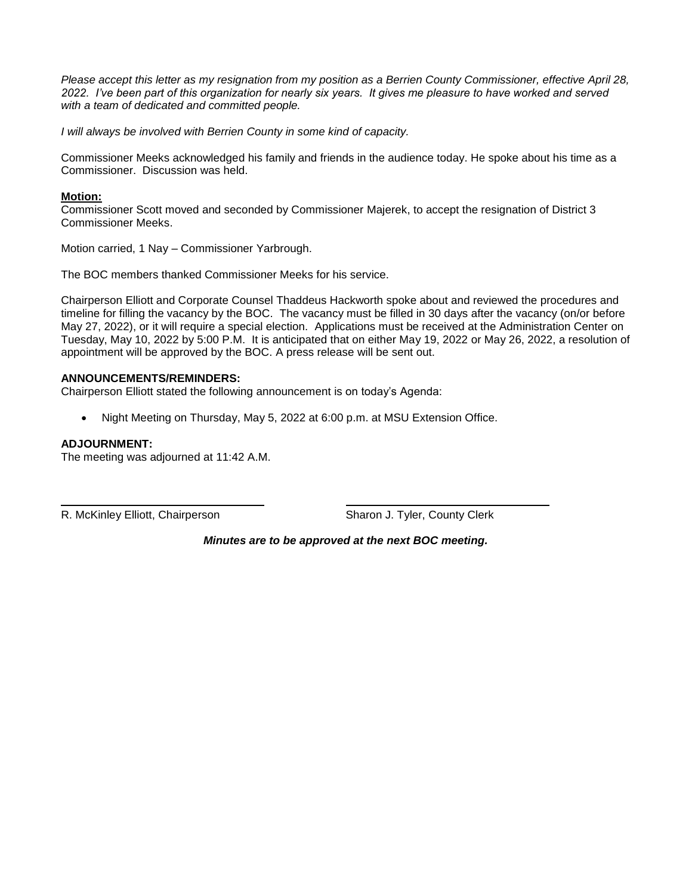*Please accept this letter as my resignation from my position as a Berrien County Commissioner, effective April 28, 2022. I've been part of this organization for nearly six years. It gives me pleasure to have worked and served with a team of dedicated and committed people.*

*I will always be involved with Berrien County in some kind of capacity.*

Commissioner Meeks acknowledged his family and friends in the audience today. He spoke about his time as a Commissioner. Discussion was held.

**Motion:**
Commissioner Scott moved and seconded by Commissioner Majerek, to accept the resignation of District 3 Commissioner Meeks.

Motion carried, 1 Nay – Commissioner Yarbrough.

The BOC members thanked Commissioner Meeks for his service.

Chairperson Elliott and Corporate Counsel Thaddeus Hackworth spoke about and reviewed the procedures and timeline for filling the vacancy by the BOC. The vacancy must be filled in 30 days after the vacancy (on/or before May 27, 2022), or it will require a special election. Applications must be received at the Administration Center on Tuesday, May 10, 2022 by 5:00 P.M. It is anticipated that on either May 19, 2022 or May 26, 2022, a resolution of appointment will be approved by the BOC. A press release will be sent out.

**ANNOUNCEMENTS/REMINDERS:**
Chairperson Elliott stated the following announcement is on today's Agenda:

- Night Meeting on Thursday, May 5, 2022 at 6:00 p.m. at MSU Extension Office.

**ADJOURNMENT:**
The meeting was adjourned at 11:42 A.M.

R. McKinley Elliott, Chairperson

Sharon J. Tyler, County Clerk

***Minutes are to be approved at the next BOC meeting.***